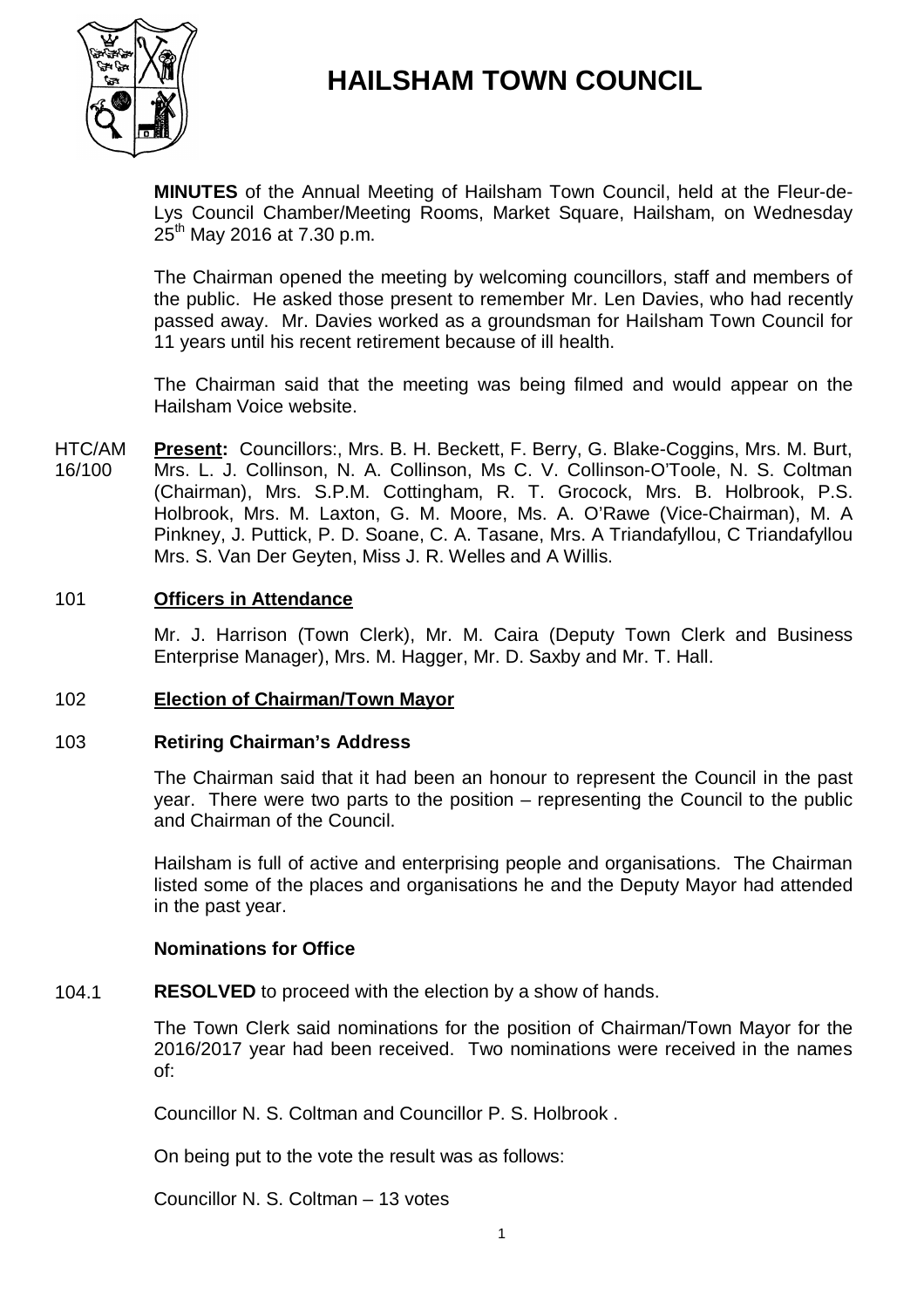# HAILSHAM TOWN COUNCIL

**MINUTES** of the Annual Meeting of Hailsham Town Council, held at the Fleur-de-Lys Council Chamber/Meeting Rooms, Market Square, Hailsham, on Wednesday 25th May 2016 at 7.30 p.m.

The Chairman opened the meeting by welcoming councillors, staff and members of the public. He asked those present to remember Mr. Len Davies, who had recently passed away. Mr. Davies worked as a groundsman for Hailsham Town Council for 11 years until his recent retirement because of ill health.

The Chairman said that the meeting was being filmed and would appear on the Hailsham Voice website.

HTC/AM 16/100 **Present:** Councillors:, Mrs. B. H. Beckett, F. Berry, G. Blake-Coggins, Mrs. M. Burt, Mrs. L. J. Collinson, N. A. Collinson, Ms C. V. Collinson-O'Toole, N. S. Coltman (Chairman), Mrs. S.P.M. Cottingham, R. T. Grocock, Mrs. B. Holbrook, P.S. Holbrook, Mrs. M. Laxton, G. M. Moore, Ms. A. O'Rawe (Vice-Chairman), M. A Pinkney, J. Puttick, P. D. Soane, C. A. Tasane, Mrs. A Triandafyllou, C Triandafyllou Mrs. S. Van Der Geyten, Miss J. R. Welles and A Willis.

101 **Officers in Attendance**

Mr. J. Harrison (Town Clerk), Mr. M. Caira (Deputy Town Clerk and Business Enterprise Manager), Mrs. M. Hagger, Mr. D. Saxby and Mr. T. Hall.

102 **Election of Chairman/Town Mayor**

103 **Retiring Chairman's Address**

The Chairman said that it had been an honour to represent the Council in the past year. There were two parts to the position – representing the Council to the public and Chairman of the Council.

Hailsham is full of active and enterprising people and organisations. The Chairman listed some of the places and organisations he and the Deputy Mayor had attended in the past year.

**Nominations for Office**

104.1 **RESOLVED** to proceed with the election by a show of hands.

The Town Clerk said nominations for the position of Chairman/Town Mayor for the 2016/2017 year had been received. Two nominations were received in the names of:

Councillor N. S. Coltman and Councillor P. S. Holbrook .

On being put to the vote the result was as follows:

Councillor N. S. Coltman – 13 votes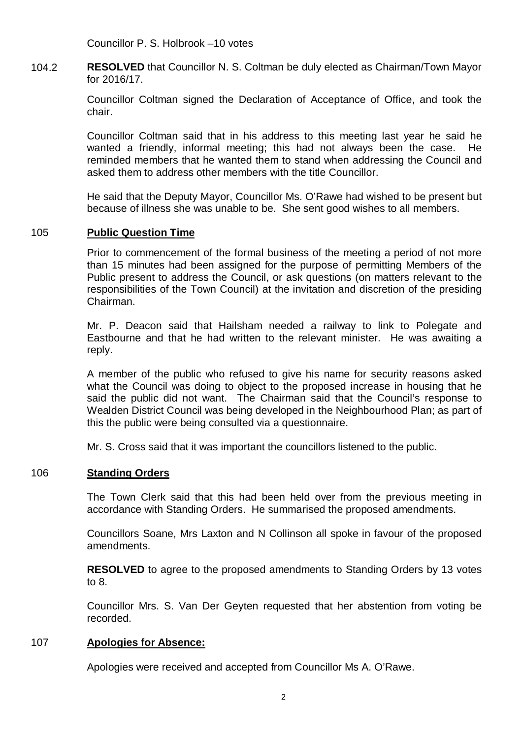Councillor P. S. Holbrook –10 votes

104.2 **RESOLVED** that Councillor N. S. Coltman be duly elected as Chairman/Town Mayor for 2016/17.

Councillor Coltman signed the Declaration of Acceptance of Office, and took the chair.

Councillor Coltman said that in his address to this meeting last year he said he wanted a friendly, informal meeting; this had not always been the case. He reminded members that he wanted them to stand when addressing the Council and asked them to address other members with the title Councillor.

He said that the Deputy Mayor, Councillor Ms. O'Rawe had wished to be present but because of illness she was unable to be. She sent good wishes to all members.

## 105 Public Question Time

Prior to commencement of the formal business of the meeting a period of not more than 15 minutes had been assigned for the purpose of permitting Members of the Public present to address the Council, or ask questions (on matters relevant to the responsibilities of the Town Council) at the invitation and discretion of the presiding Chairman.

Mr. P. Deacon said that Hailsham needed a railway to link to Polegate and Eastbourne and that he had written to the relevant minister. He was awaiting a reply.

A member of the public who refused to give his name for security reasons asked what the Council was doing to object to the proposed increase in housing that he said the public did not want. The Chairman said that the Council's response to Wealden District Council was being developed in the Neighbourhood Plan; as part of this the public were being consulted via a questionnaire.

Mr. S. Cross said that it was important the councillors listened to the public.

## 106 Standing Orders

The Town Clerk said that this had been held over from the previous meeting in accordance with Standing Orders. He summarised the proposed amendments.

Councillors Soane, Mrs Laxton and N Collinson all spoke in favour of the proposed amendments.

**RESOLVED** to agree to the proposed amendments to Standing Orders by 13 votes to 8.

Councillor Mrs. S. Van Der Geyten requested that her abstention from voting be recorded.

## 107 Apologies for Absence:

Apologies were received and accepted from Councillor Ms A. O'Rawe.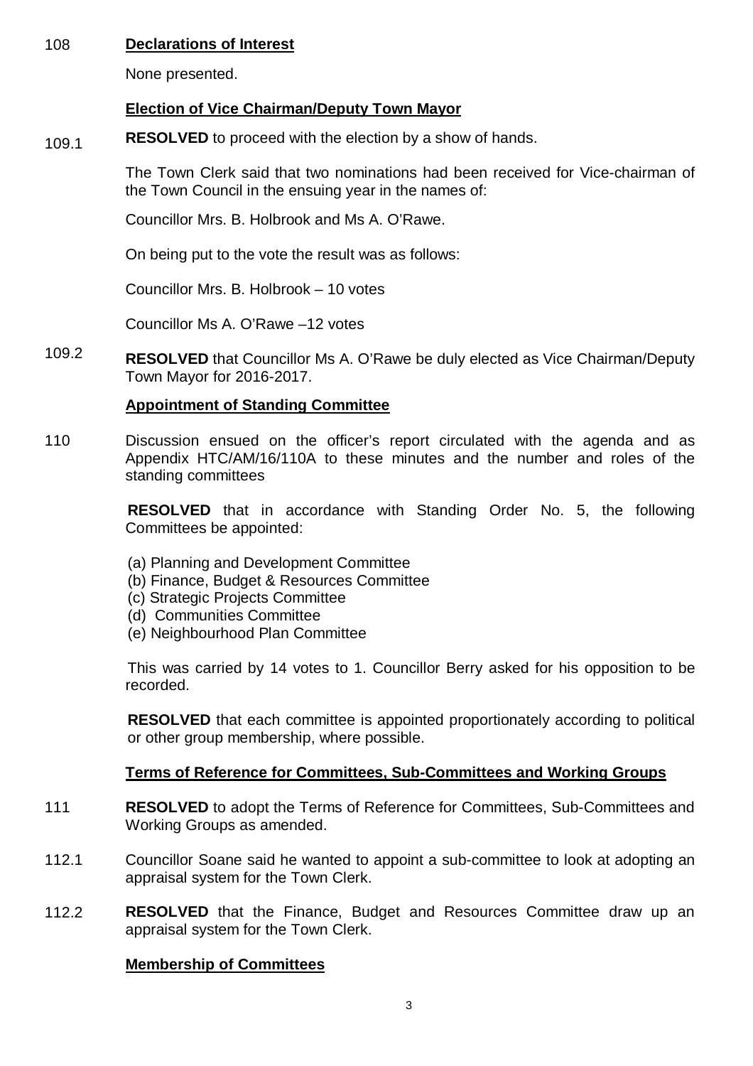108 **Declarations of Interest**

None presented.

**Election of Vice Chairman/Deputy Town Mayor**

109.1 **RESOLVED** to proceed with the election by a show of hands.

The Town Clerk said that two nominations had been received for Vice-chairman of the Town Council in the ensuing year in the names of:

Councillor Mrs. B. Holbrook and Ms A. O'Rawe.

On being put to the vote the result was as follows:

Councillor Mrs. B. Holbrook – 10 votes

Councillor Ms A. O'Rawe –12 votes

109.2 **RESOLVED** that Councillor Ms A. O'Rawe be duly elected as Vice Chairman/Deputy Town Mayor for 2016-2017.

**Appointment of Standing Committee**

110 Discussion ensued on the officer's report circulated with the agenda and as Appendix HTC/AM/16/110A to these minutes and the number and roles of the standing committees

**RESOLVED** that in accordance with Standing Order No. 5, the following Committees be appointed:

(a) Planning and Development Committee
(b) Finance, Budget & Resources Committee
(c) Strategic Projects Committee
(d) Communities Committee
(e) Neighbourhood Plan Committee

This was carried by 14 votes to 1. Councillor Berry asked for his opposition to be recorded.

**RESOLVED** that each committee is appointed proportionately according to political or other group membership, where possible.

**Terms of Reference for Committees, Sub-Committees and Working Groups**

111 **RESOLVED** to adopt the Terms of Reference for Committees, Sub-Committees and Working Groups as amended.

112.1 Councillor Soane said he wanted to appoint a sub-committee to look at adopting an appraisal system for the Town Clerk.

112.2 **RESOLVED** that the Finance, Budget and Resources Committee draw up an appraisal system for the Town Clerk.

**Membership of Committees**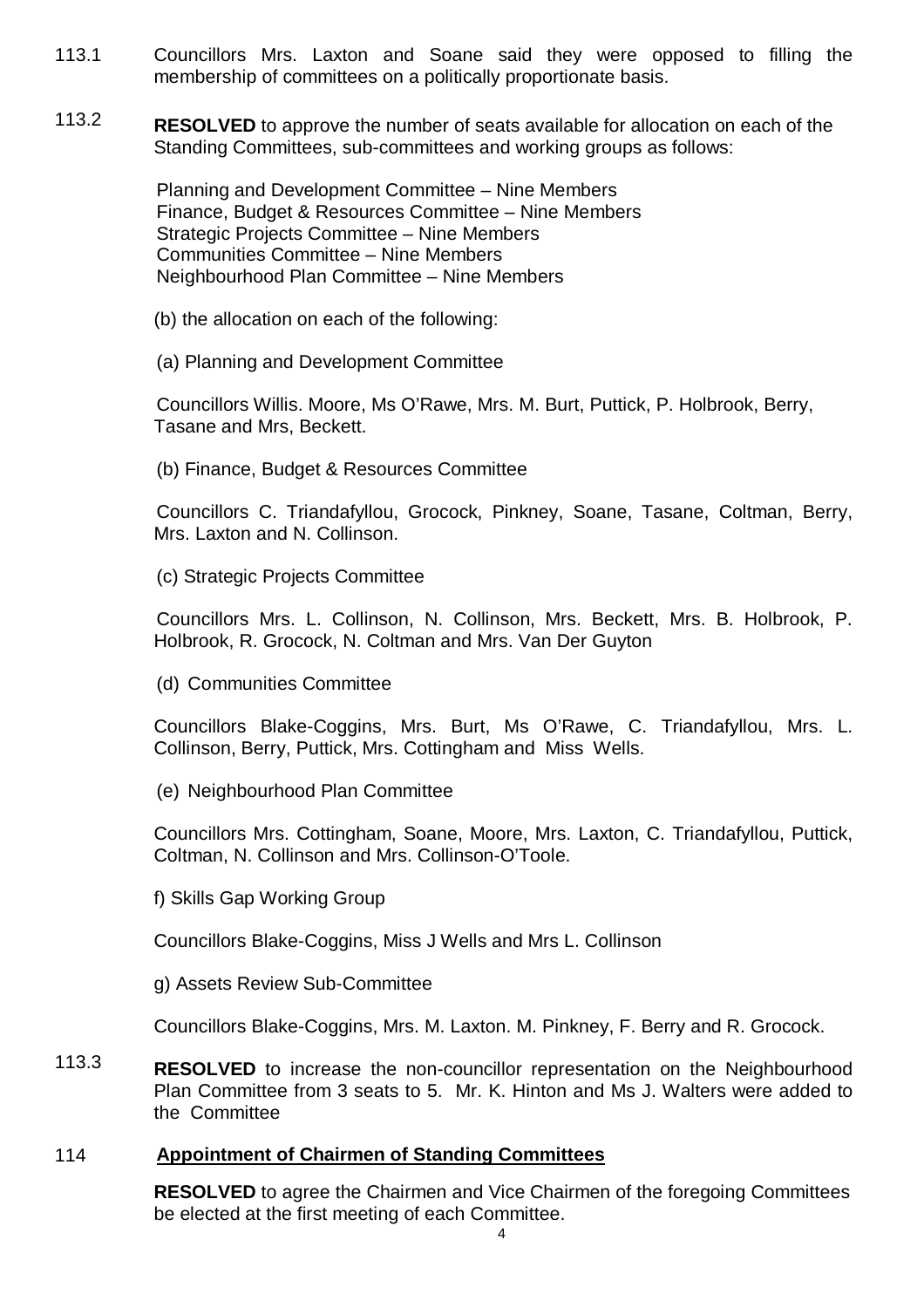113.1 Councillors Mrs. Laxton and Soane said they were opposed to filling the membership of committees on a politically proportionate basis.

113.2 **RESOLVED** to approve the number of seats available for allocation on each of the Standing Committees, sub-committees and working groups as follows:

Planning and Development Committee – Nine Members
Finance, Budget & Resources Committee – Nine Members
Strategic Projects Committee – Nine Members
Communities Committee – Nine Members
Neighbourhood Plan Committee – Nine Members

(b) the allocation on each of the following:

(a) Planning and Development Committee

Councillors Willis. Moore, Ms O'Rawe, Mrs. M. Burt, Puttick, P. Holbrook, Berry, Tasane and Mrs, Beckett.

(b) Finance, Budget & Resources Committee

Councillors C. Triandafyllou, Grocock, Pinkney, Soane, Tasane, Coltman, Berry, Mrs. Laxton and N. Collinson.

(c) Strategic Projects Committee

Councillors Mrs. L. Collinson, N. Collinson, Mrs. Beckett, Mrs. B. Holbrook, P. Holbrook, R. Grocock, N. Coltman and Mrs. Van Der Guyton

(d) Communities Committee

Councillors Blake-Coggins, Mrs. Burt, Ms O'Rawe, C. Triandafyllou, Mrs. L. Collinson, Berry, Puttick, Mrs. Cottingham and Miss Wells.

(e) Neighbourhood Plan Committee

Councillors Mrs. Cottingham, Soane, Moore, Mrs. Laxton, C. Triandafyllou, Puttick, Coltman, N. Collinson and Mrs. Collinson-O'Toole.

f) Skills Gap Working Group

Councillors Blake-Coggins, Miss J Wells and Mrs L. Collinson

g) Assets Review Sub-Committee

Councillors Blake-Coggins, Mrs. M. Laxton. M. Pinkney, F. Berry and R. Grocock.

113.3 **RESOLVED** to increase the non-councillor representation on the Neighbourhood Plan Committee from 3 seats to 5. Mr. K. Hinton and Ms J. Walters were added to the Committee

## 114 Appointment of Chairmen of Standing Committees

**RESOLVED** to agree the Chairmen and Vice Chairmen of the foregoing Committees be elected at the first meeting of each Committee.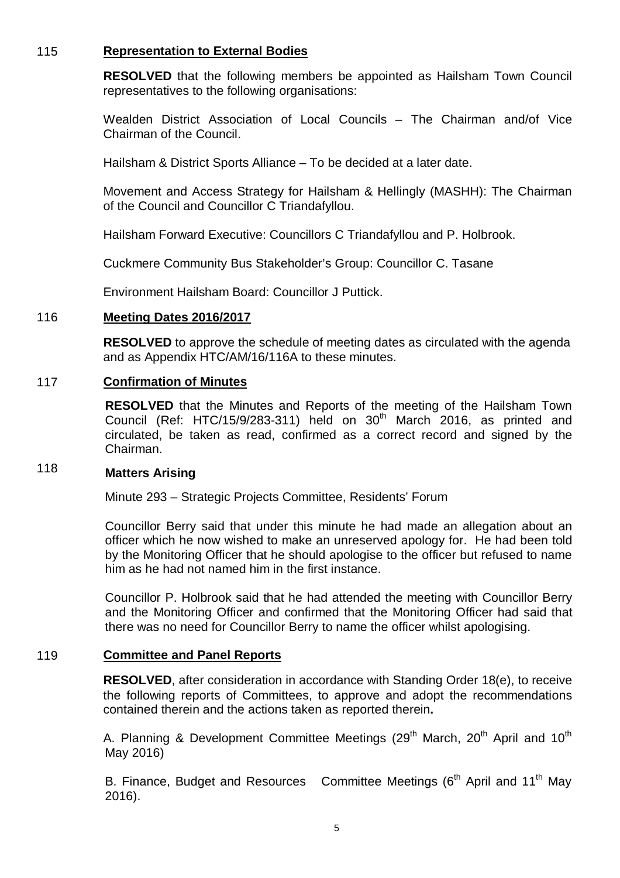## 115 **Representation to External Bodies**

**RESOLVED** that the following members be appointed as Hailsham Town Council representatives to the following organisations:

Wealden District Association of Local Councils – The Chairman and/of Vice Chairman of the Council.

Hailsham & District Sports Alliance – To be decided at a later date.

Movement and Access Strategy for Hailsham & Hellingly (MASHH): The Chairman of the Council and Councillor C Triandafyllou.

Hailsham Forward Executive: Councillors C Triandafyllou and P. Holbrook.

Cuckmere Community Bus Stakeholder's Group: Councillor C. Tasane

Environment Hailsham Board: Councillor J Puttick.

## 116 **Meeting Dates 2016/2017**

**RESOLVED** to approve the schedule of meeting dates as circulated with the agenda and as Appendix HTC/AM/16/116A to these minutes.

## 117 **Confirmation of Minutes**

**RESOLVED** that the Minutes and Reports of the meeting of the Hailsham Town Council (Ref: HTC/15/9/283-311) held on 30th March 2016, as printed and circulated, be taken as read, confirmed as a correct record and signed by the Chairman.

## 118 **Matters Arising**

Minute 293 – Strategic Projects Committee, Residents' Forum

Councillor Berry said that under this minute he had made an allegation about an officer which he now wished to make an unreserved apology for. He had been told by the Monitoring Officer that he should apologise to the officer but refused to name him as he had not named him in the first instance.

Councillor P. Holbrook said that he had attended the meeting with Councillor Berry and the Monitoring Officer and confirmed that the Monitoring Officer had said that there was no need for Councillor Berry to name the officer whilst apologising.

## 119 **Committee and Panel Reports**

**RESOLVED**, after consideration in accordance with Standing Order 18(e), to receive the following reports of Committees, to approve and adopt the recommendations contained therein and the actions taken as reported therein**.**

A. Planning & Development Committee Meetings (29th March, 20th April and 10th May 2016)

B. Finance, Budget and Resources Committee Meetings (6th April and 11th May 2016).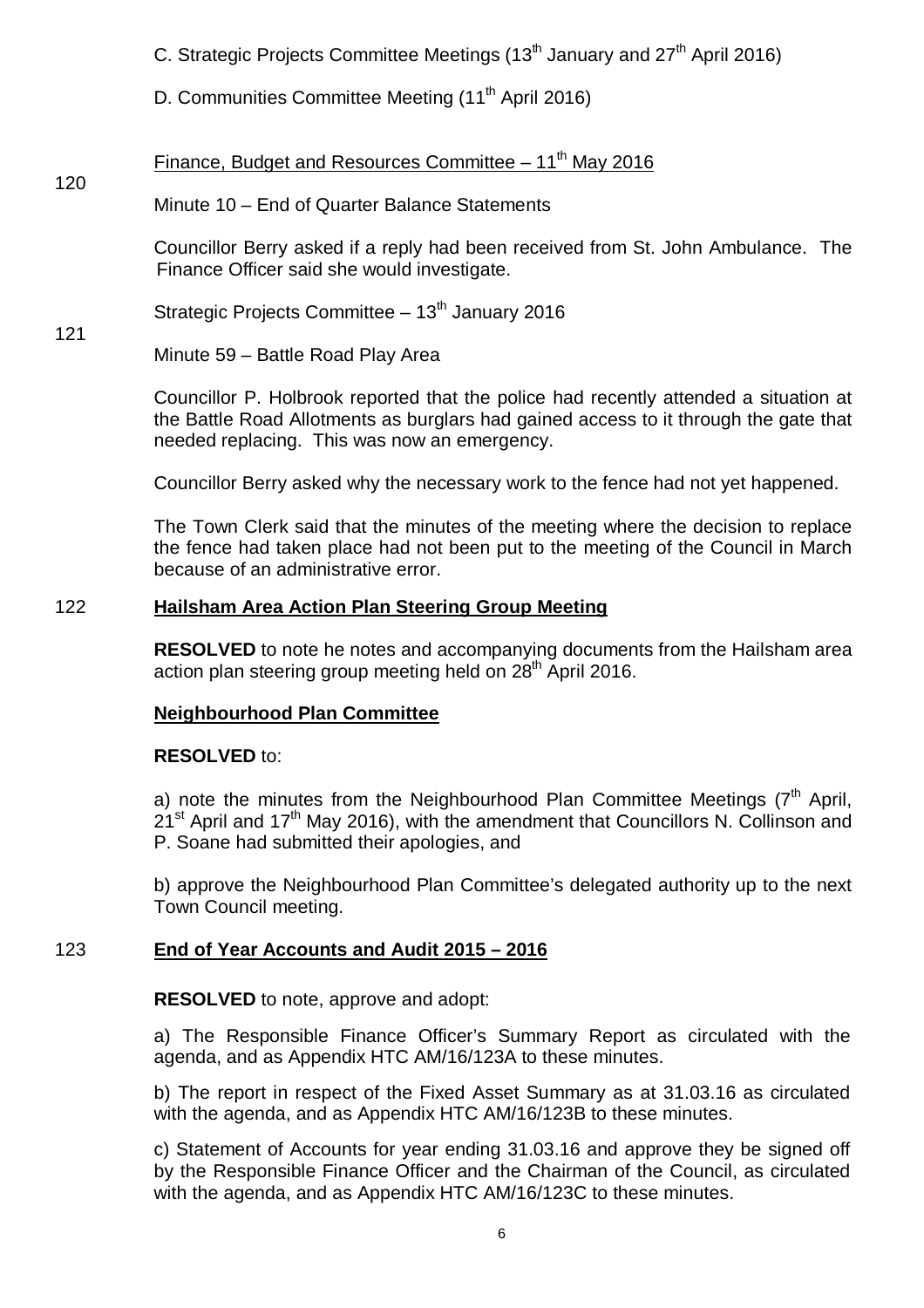C. Strategic Projects Committee Meetings (13th January and 27th April 2016)

D. Communities Committee Meeting (11th April 2016)

120 Finance, Budget and Resources Committee – 11th May 2016

Minute 10 – End of Quarter Balance Statements

Councillor Berry asked if a reply had been received from St. John Ambulance. The Finance Officer said she would investigate.

121 Strategic Projects Committee – 13th January 2016

Minute 59 – Battle Road Play Area

Councillor P. Holbrook reported that the police had recently attended a situation at the Battle Road Allotments as burglars had gained access to it through the gate that needed replacing. This was now an emergency.

Councillor Berry asked why the necessary work to the fence had not yet happened.

The Town Clerk said that the minutes of the meeting where the decision to replace the fence had taken place had not been put to the meeting of the Council in March because of an administrative error.

122 **Hailsham Area Action Plan Steering Group Meeting**

**RESOLVED** to note he notes and accompanying documents from the Hailsham area action plan steering group meeting held on 28th April 2016.

**Neighbourhood Plan Committee**

**RESOLVED** to:

a) note the minutes from the Neighbourhood Plan Committee Meetings (7th April, 21st April and 17th May 2016), with the amendment that Councillors N. Collinson and P. Soane had submitted their apologies, and

b) approve the Neighbourhood Plan Committee's delegated authority up to the next Town Council meeting.

123 **End of Year Accounts and Audit 2015 – 2016**

**RESOLVED** to note, approve and adopt:

a) The Responsible Finance Officer's Summary Report as circulated with the agenda, and as Appendix HTC AM/16/123A to these minutes.

b) The report in respect of the Fixed Asset Summary as at 31.03.16 as circulated with the agenda, and as Appendix HTC AM/16/123B to these minutes.

c) Statement of Accounts for year ending 31.03.16 and approve they be signed off by the Responsible Finance Officer and the Chairman of the Council, as circulated with the agenda, and as Appendix HTC AM/16/123C to these minutes.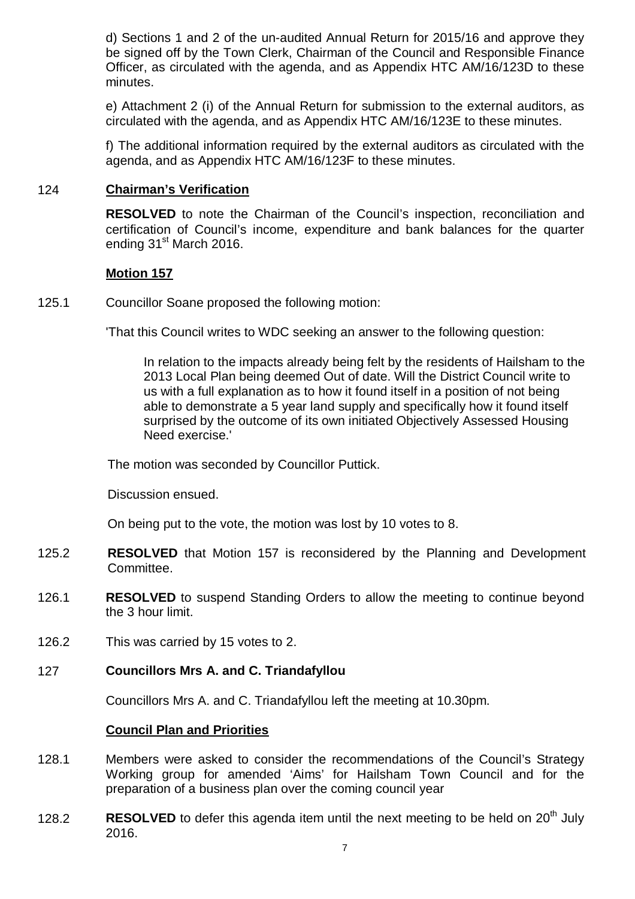d) Sections 1 and 2 of the un-audited Annual Return for 2015/16 and approve they be signed off by the Town Clerk, Chairman of the Council and Responsible Finance Officer, as circulated with the agenda, and as Appendix HTC AM/16/123D to these minutes.

e) Attachment 2 (i) of the Annual Return for submission to the external auditors, as circulated with the agenda, and as Appendix HTC AM/16/123E to these minutes.

f) The additional information required by the external auditors as circulated with the agenda, and as Appendix HTC AM/16/123F to these minutes.

124 **Chairman's Verification**

**RESOLVED** to note the Chairman of the Council's inspection, reconciliation and certification of Council's income, expenditure and bank balances for the quarter ending 31st March 2016.

**Motion 157**

125.1 Councillor Soane proposed the following motion:

'That this Council writes to WDC seeking an answer to the following question:

> In relation to the impacts already being felt by the residents of Hailsham to the 2013 Local Plan being deemed Out of date. Will the District Council write to us with a full explanation as to how it found itself in a position of not being able to demonstrate a 5 year land supply and specifically how it found itself surprised by the outcome of its own initiated Objectively Assessed Housing Need exercise.'

The motion was seconded by Councillor Puttick.

Discussion ensued.

On being put to the vote, the motion was lost by 10 votes to 8.

125.2 **RESOLVED** that Motion 157 is reconsidered by the Planning and Development Committee.

126.1 **RESOLVED** to suspend Standing Orders to allow the meeting to continue beyond the 3 hour limit.

126.2 This was carried by 15 votes to 2.

127 **Councillors Mrs A. and C. Triandafyllou**

Councillors Mrs A. and C. Triandafyllou left the meeting at 10.30pm.

**Council Plan and Priorities**

128.1 Members were asked to consider the recommendations of the Council's Strategy Working group for amended 'Aims' for Hailsham Town Council and for the preparation of a business plan over the coming council year

128.2 **RESOLVED** to defer this agenda item until the next meeting to be held on 20th July 2016.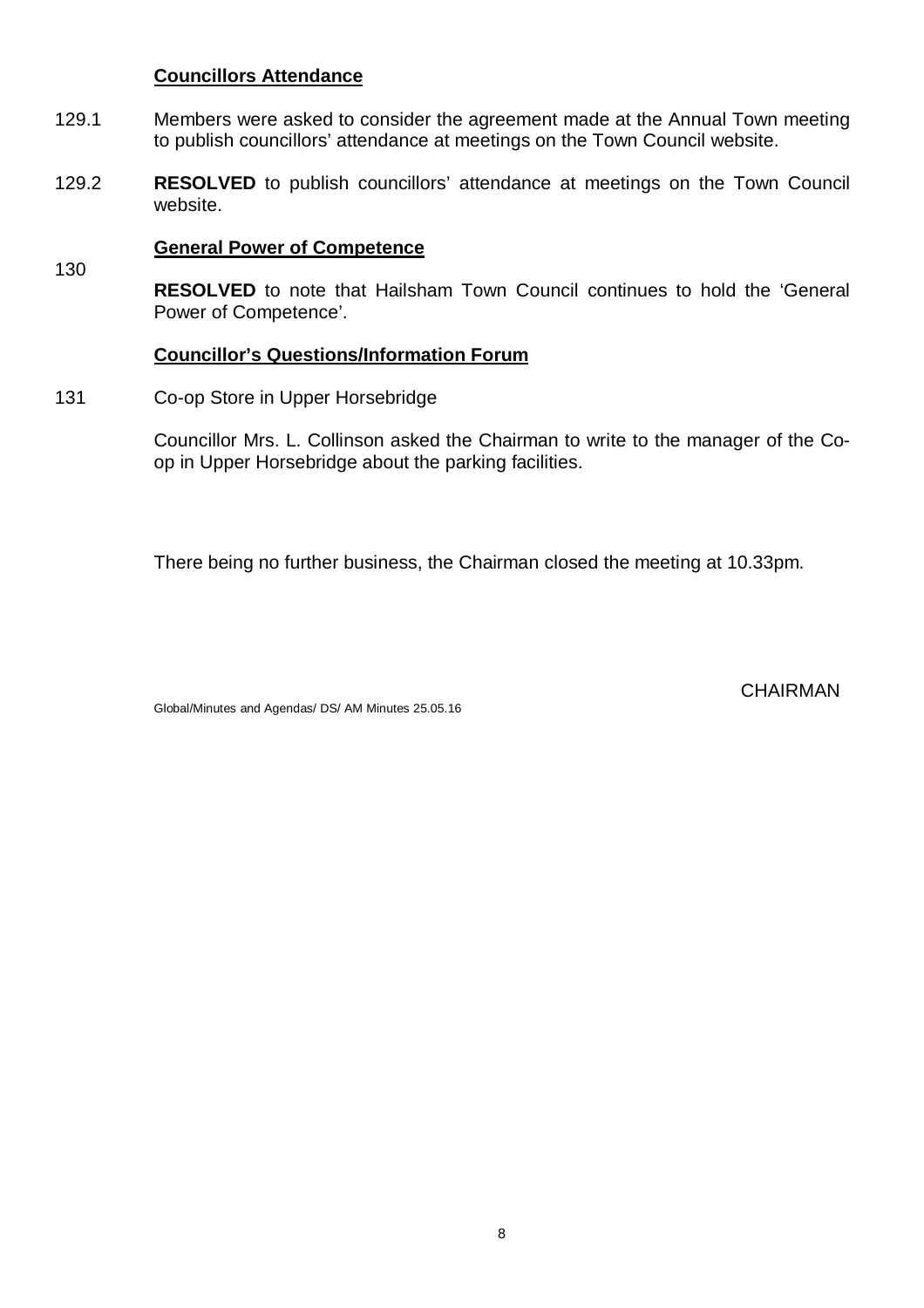### Councillors Attendance

129.1 Members were asked to consider the agreement made at the Annual Town meeting to publish councillors' attendance at meetings on the Town Council website.

129.2 **RESOLVED** to publish councillors' attendance at meetings on the Town Council website.

### General Power of Competence

130 **RESOLVED** to note that Hailsham Town Council continues to hold the 'General Power of Competence'.

### Councillor's Questions/Information Forum

131 Co-op Store in Upper Horsebridge

Councillor Mrs. L. Collinson asked the Chairman to write to the manager of the Co-op in Upper Horsebridge about the parking facilities.

There being no further business, the Chairman closed the meeting at 10.33pm.

CHAIRMAN

Global/Minutes and Agendas/ DS/ AM Minutes 25.05.16